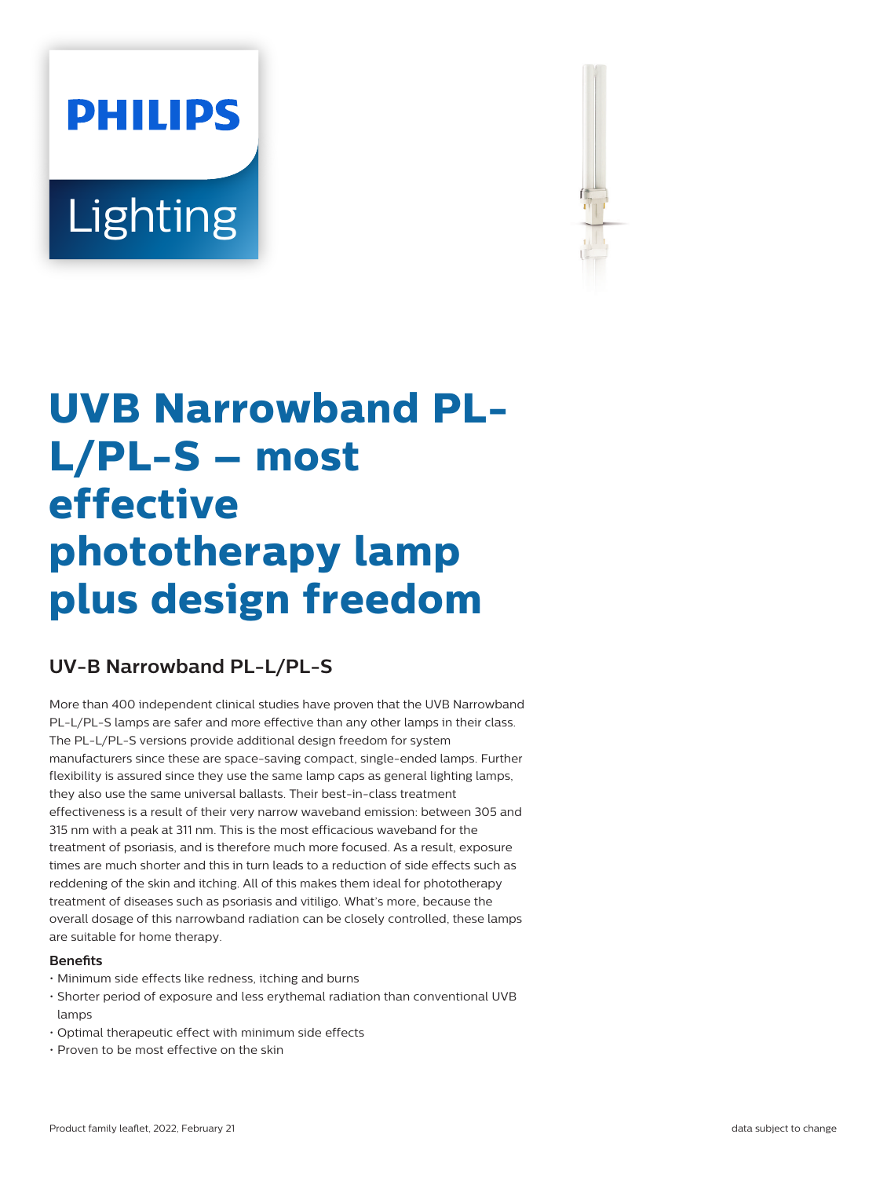PHILIPS

Lighting

# UVB Narrowband PL-L/PL-S – most effective phototherapy lamp plus design freedom

## UV-B Narrowband PL-L/PL-S

More than 400 independent clinical studies have proven that the UVB Narrowband PL-L/PL-S lamps are safer and more effective than any other lamps in their class. The PL-L/PL-S versions provide additional design freedom for system manufacturers since these are space-saving compact, single-ended lamps. Further flexibility is assured since they use the same lamp caps as general lighting lamps, they also use the same universal ballasts. Their best-in-class treatment effectiveness is a result of their very narrow waveband emission: between 305 and 315 nm with a peak at 311 nm. This is the most efficacious waveband for the treatment of psoriasis, and is therefore much more focused. As a result, exposure times are much shorter and this in turn leads to a reduction of side effects such as reddening of the skin and itching. All of this makes them ideal for phototherapy treatment of diseases such as psoriasis and vitiligo. What's more, because the overall dosage of this narrowband radiation can be closely controlled, these lamps are suitable for home therapy.

### Benefits

- Minimum side effects like redness, itching and burns
- Shorter period of exposure and less erythemal radiation than conventional UVB lamps
- Optimal therapeutic effect with minimum side effects
- Proven to be most effective on the skin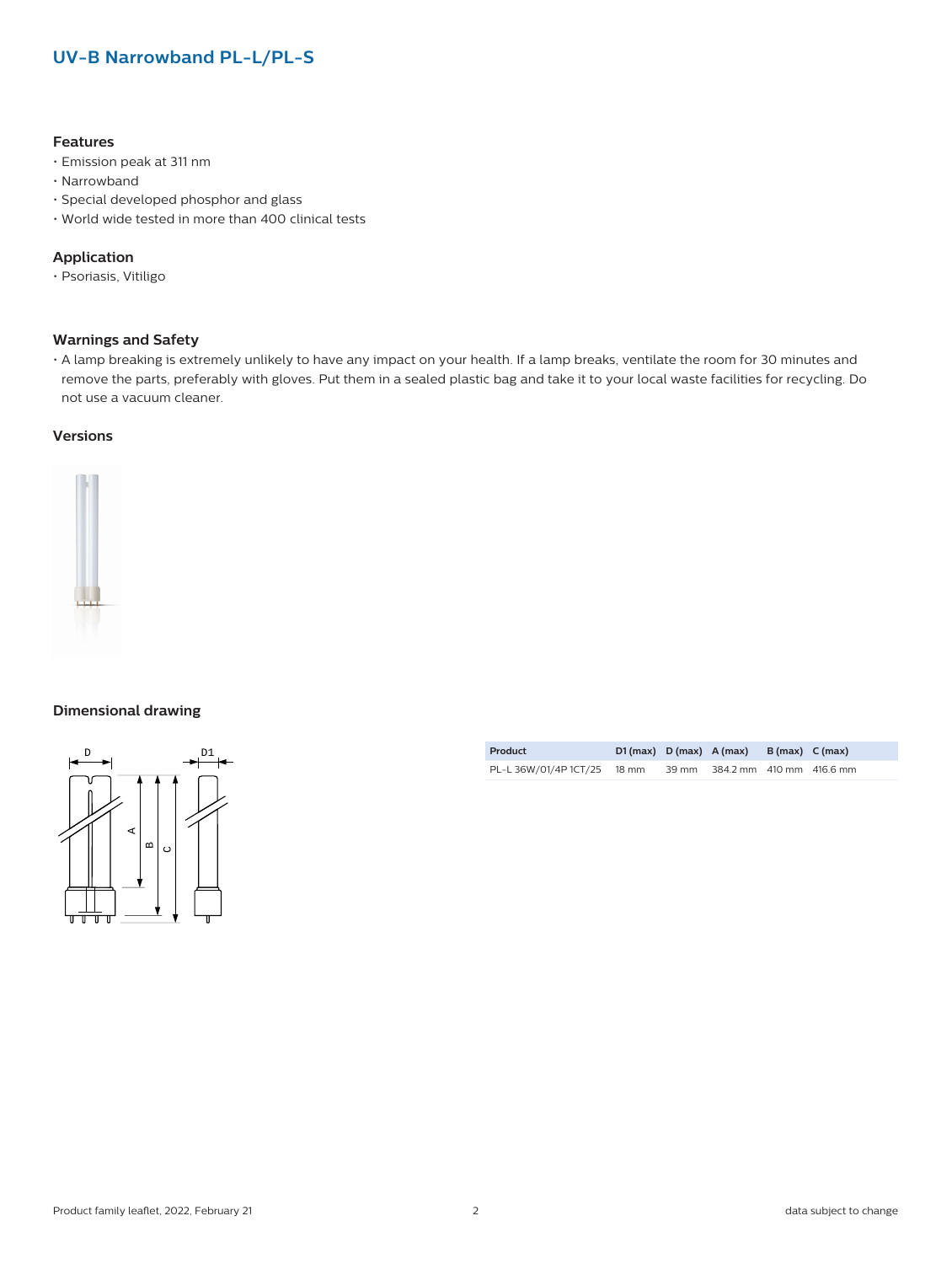## UV-B Narrowband PL-L/PL-S

### Features

- Emission peak at 311 nm
- Narrowband
- Special developed phosphor and glass
- World wide tested in more than 400 clinical tests

### Application

- Psoriasis, Vitiligo

### Warnings and Safety

- A lamp breaking is extremely unlikely to have any impact on your health. If a lamp breaks, ventilate the room for 30 minutes and remove the parts, preferably with gloves. Put them in a sealed plastic bag and take it to your local waste facilities for recycling. Do not use a vacuum cleaner.

### Versions

### Dimensional drawing

| Product | D1 (max) | D (max) | A (max) | B (max) | C (max) |
|---|---|---|---|---|---|
| PL-L 36W/01/4P 1CT/25 | 18 mm | 39 mm | 384.2 mm | 410 mm | 416.6 mm |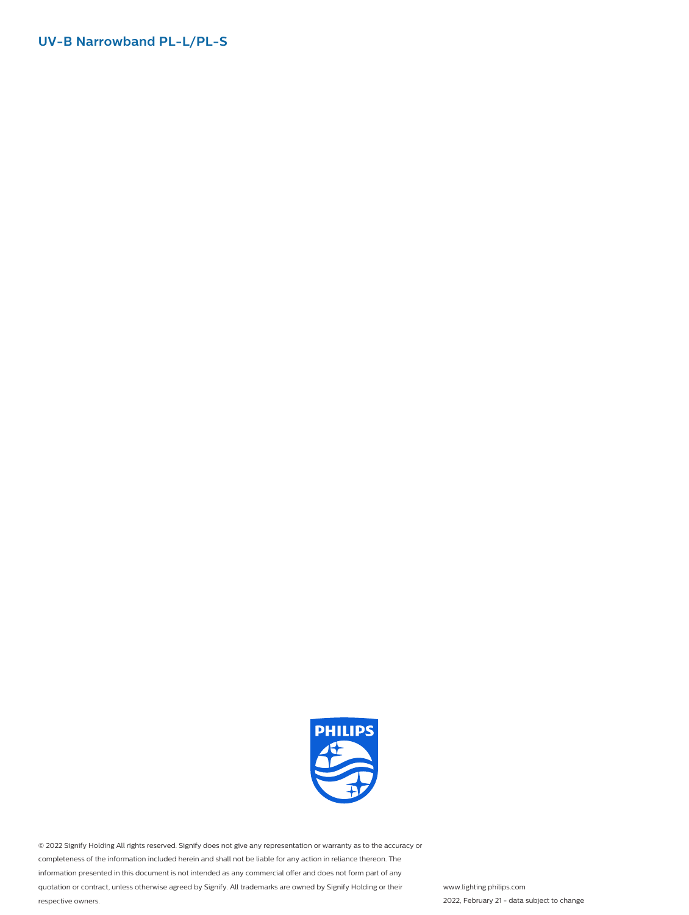© 2022 Signify Holding All rights reserved. Signify does not give any representation or warranty as to the accuracy or completeness of the information included herein and shall not be liable for any action in reliance thereon. The information presented in this document is not intended as any commercial offer and does not form part of any quotation or contract, unless otherwise agreed by Signify. All trademarks are owned by Signify Holding or their respective owners.

www.lighting.philips.com

2022, February 21 - data subject to change